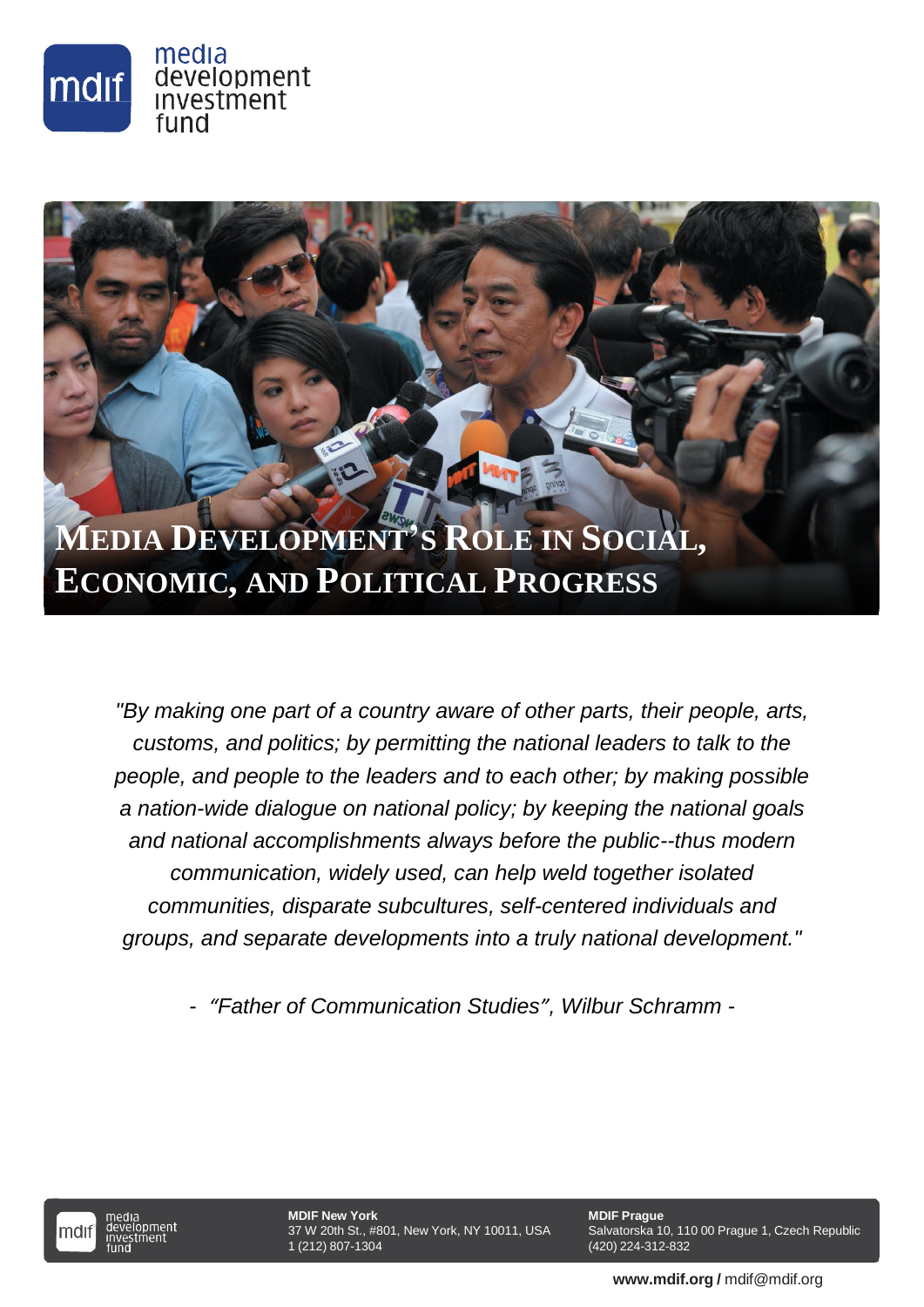# Media Development's Role in Social, Economic, and Political Progress

*"By making one part of a country aware of other parts, their people, arts, customs, and politics; by permitting the national leaders to talk to the people, and people to the leaders and to each other; by making possible a nation-wide dialogue on national policy; by keeping the national goals and national accomplishments always before the public--thus modern communication, widely used, can help weld together isolated communities, disparate subcultures, self-centered individuals and groups, and separate developments into a truly national development."*

*- "Father of Communication Studies", Wilbur Schramm -*

**MDIF New York**
37 W 20th St., #801, New York, NY 10011, USA
1 (212) 807-1304

**MDIF Prague**
Salvatorska 10, 110 00 Prague 1, Czech Republic
(420) 224-312-832

**www.mdif.org /** mdif@mdif.org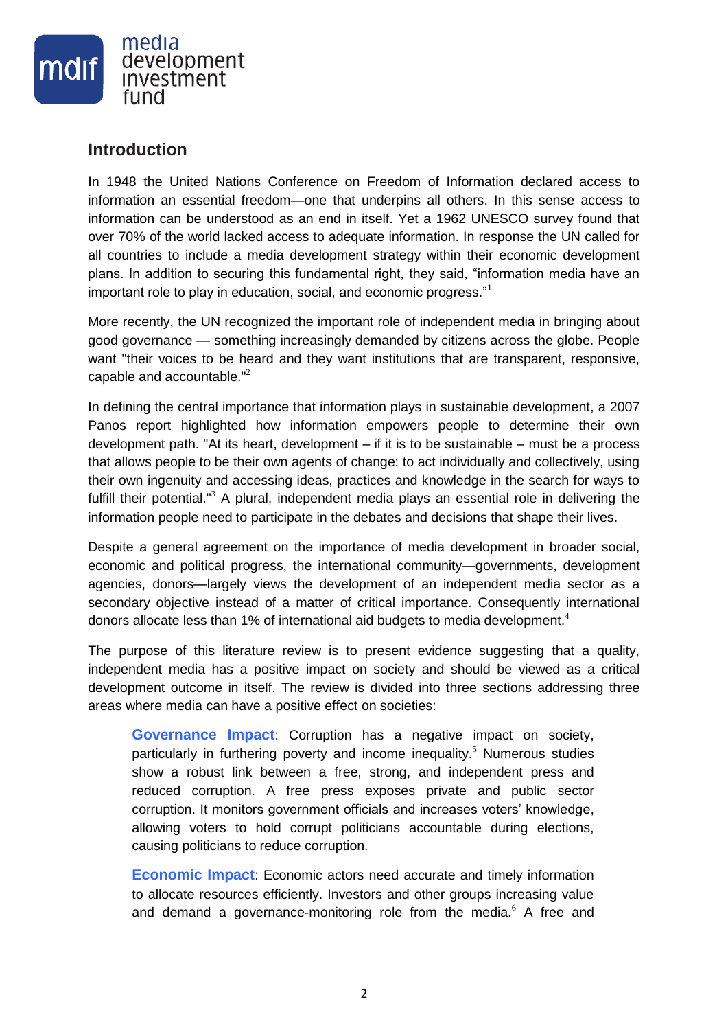## Introduction

In 1948 the United Nations Conference on Freedom of Information declared access to information an essential freedom—one that underpins all others. In this sense access to information can be understood as an end in itself. Yet a 1962 UNESCO survey found that over 70% of the world lacked access to adequate information. In response the UN called for all countries to include a media development strategy within their economic development plans. In addition to securing this fundamental right, they said, "information media have an important role to play in education, social, and economic progress."[1]

More recently, the UN recognized the important role of independent media in bringing about good governance — something increasingly demanded by citizens across the globe. People want "their voices to be heard and they want institutions that are transparent, responsive, capable and accountable."[2]

In defining the central importance that information plays in sustainable development, a 2007 Panos report highlighted how information empowers people to determine their own development path. "At its heart, development – if it is to be sustainable – must be a process that allows people to be their own agents of change: to act individually and collectively, using their own ingenuity and accessing ideas, practices and knowledge in the search for ways to fulfill their potential."[3] A plural, independent media plays an essential role in delivering the information people need to participate in the debates and decisions that shape their lives.

Despite a general agreement on the importance of media development in broader social, economic and political progress, the international community—governments, development agencies, donors—largely views the development of an independent media sector as a secondary objective instead of a matter of critical importance. Consequently international donors allocate less than 1% of international aid budgets to media development.[4]

The purpose of this literature review is to present evidence suggesting that a quality, independent media has a positive impact on society and should be viewed as a critical development outcome in itself. The review is divided into three sections addressing three areas where media can have a positive effect on societies:

> **Governance Impact**: Corruption has a negative impact on society, particularly in furthering poverty and income inequality.[5] Numerous studies show a robust link between a free, strong, and independent press and reduced corruption. A free press exposes private and public sector corruption. It monitors government officials and increases voters' knowledge, allowing voters to hold corrupt politicians accountable during elections, causing politicians to reduce corruption.
>
> **Economic Impact**: Economic actors need accurate and timely information to allocate resources efficiently. Investors and other groups increasing value and demand a governance-monitoring role from the media.[6] A free and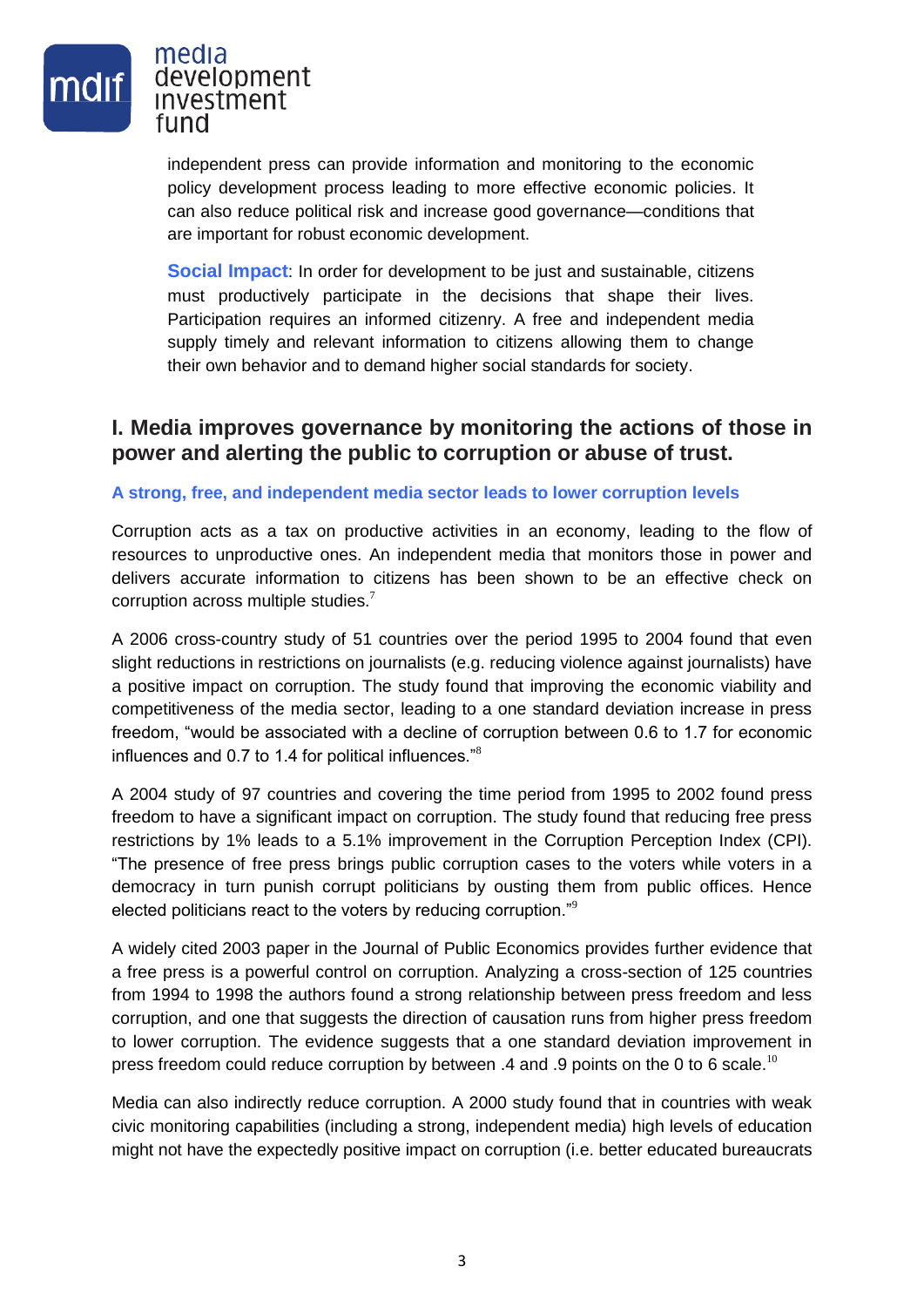independent press can provide information and monitoring to the economic policy development process leading to more effective economic policies. It can also reduce political risk and increase good governance—conditions that are important for robust economic development.

**Social Impact**: In order for development to be just and sustainable, citizens must productively participate in the decisions that shape their lives. Participation requires an informed citizenry. A free and independent media supply timely and relevant information to citizens allowing them to change their own behavior and to demand higher social standards for society.

## I. Media improves governance by monitoring the actions of those in power and alerting the public to corruption or abuse of trust.

### A strong, free, and independent media sector leads to lower corruption levels

Corruption acts as a tax on productive activities in an economy, leading to the flow of resources to unproductive ones. An independent media that monitors those in power and delivers accurate information to citizens has been shown to be an effective check on corruption across multiple studies.[7]

A 2006 cross-country study of 51 countries over the period 1995 to 2004 found that even slight reductions in restrictions on journalists (e.g. reducing violence against journalists) have a positive impact on corruption. The study found that improving the economic viability and competitiveness of the media sector, leading to a one standard deviation increase in press freedom, "would be associated with a decline of corruption between 0.6 to 1.7 for economic influences and 0.7 to 1.4 for political influences."[8]

A 2004 study of 97 countries and covering the time period from 1995 to 2002 found press freedom to have a significant impact on corruption. The study found that reducing free press restrictions by 1% leads to a 5.1% improvement in the Corruption Perception Index (CPI). "The presence of free press brings public corruption cases to the voters while voters in a democracy in turn punish corrupt politicians by ousting them from public offices. Hence elected politicians react to the voters by reducing corruption."[9]

A widely cited 2003 paper in the Journal of Public Economics provides further evidence that a free press is a powerful control on corruption. Analyzing a cross-section of 125 countries from 1994 to 1998 the authors found a strong relationship between press freedom and less corruption, and one that suggests the direction of causation runs from higher press freedom to lower corruption. The evidence suggests that a one standard deviation improvement in press freedom could reduce corruption by between .4 and .9 points on the 0 to 6 scale.[10]

Media can also indirectly reduce corruption. A 2000 study found that in countries with weak civic monitoring capabilities (including a strong, independent media) high levels of education might not have the expectedly positive impact on corruption (i.e. better educated bureaucrats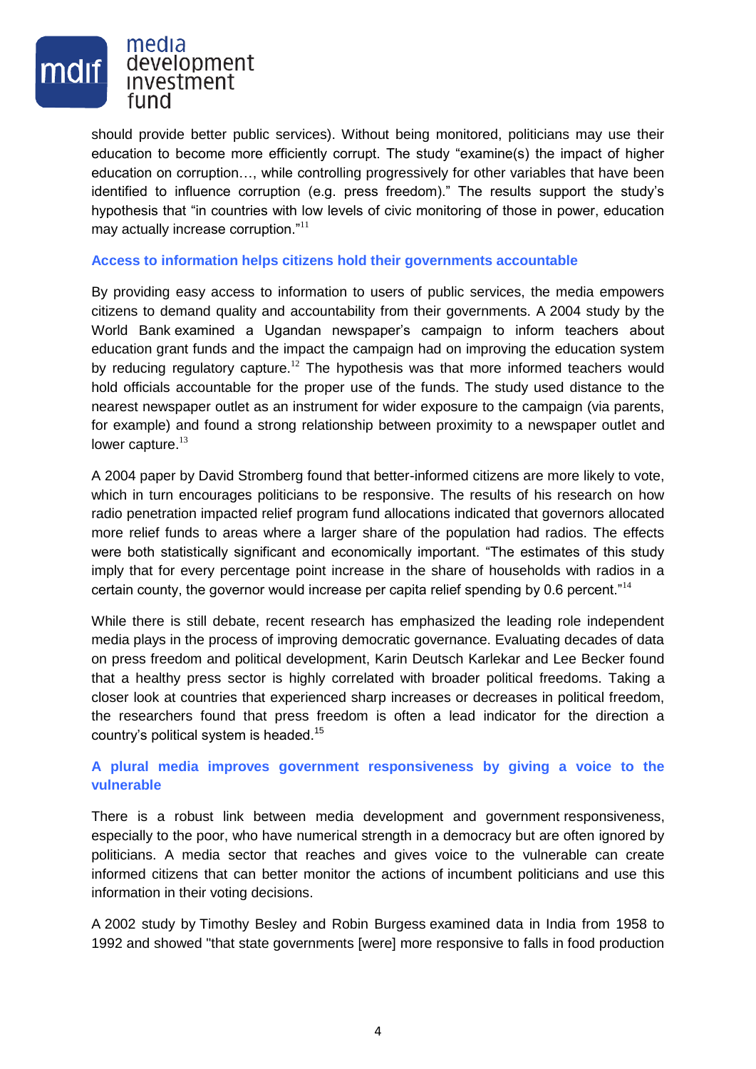should provide better public services). Without being monitored, politicians may use their education to become more efficiently corrupt. The study "examine(s) the impact of higher education on corruption…, while controlling progressively for other variables that have been identified to influence corruption (e.g. press freedom)." The results support the study's hypothesis that "in countries with low levels of civic monitoring of those in power, education may actually increase corruption."[11]

### Access to information helps citizens hold their governments accountable

By providing easy access to information to users of public services, the media empowers citizens to demand quality and accountability from their governments. A 2004 study by the World Bank examined a Ugandan newspaper's campaign to inform teachers about education grant funds and the impact the campaign had on improving the education system by reducing regulatory capture.[12] The hypothesis was that more informed teachers would hold officials accountable for the proper use of the funds. The study used distance to the nearest newspaper outlet as an instrument for wider exposure to the campaign (via parents, for example) and found a strong relationship between proximity to a newspaper outlet and lower capture.[13]

A 2004 paper by David Stromberg found that better-informed citizens are more likely to vote, which in turn encourages politicians to be responsive. The results of his research on how radio penetration impacted relief program fund allocations indicated that governors allocated more relief funds to areas where a larger share of the population had radios. The effects were both statistically significant and economically important. "The estimates of this study imply that for every percentage point increase in the share of households with radios in a certain county, the governor would increase per capita relief spending by 0.6 percent."[14]

While there is still debate, recent research has emphasized the leading role independent media plays in the process of improving democratic governance. Evaluating decades of data on press freedom and political development, Karin Deutsch Karlekar and Lee Becker found that a healthy press sector is highly correlated with broader political freedoms. Taking a closer look at countries that experienced sharp increases or decreases in political freedom, the researchers found that press freedom is often a lead indicator for the direction a country's political system is headed.[15]

### A plural media improves government responsiveness by giving a voice to the vulnerable

There is a robust link between media development and government responsiveness, especially to the poor, who have numerical strength in a democracy but are often ignored by politicians. A media sector that reaches and gives voice to the vulnerable can create informed citizens that can better monitor the actions of incumbent politicians and use this information in their voting decisions.

A 2002 study by Timothy Besley and Robin Burgess examined data in India from 1958 to 1992 and showed "that state governments [were] more responsive to falls in food production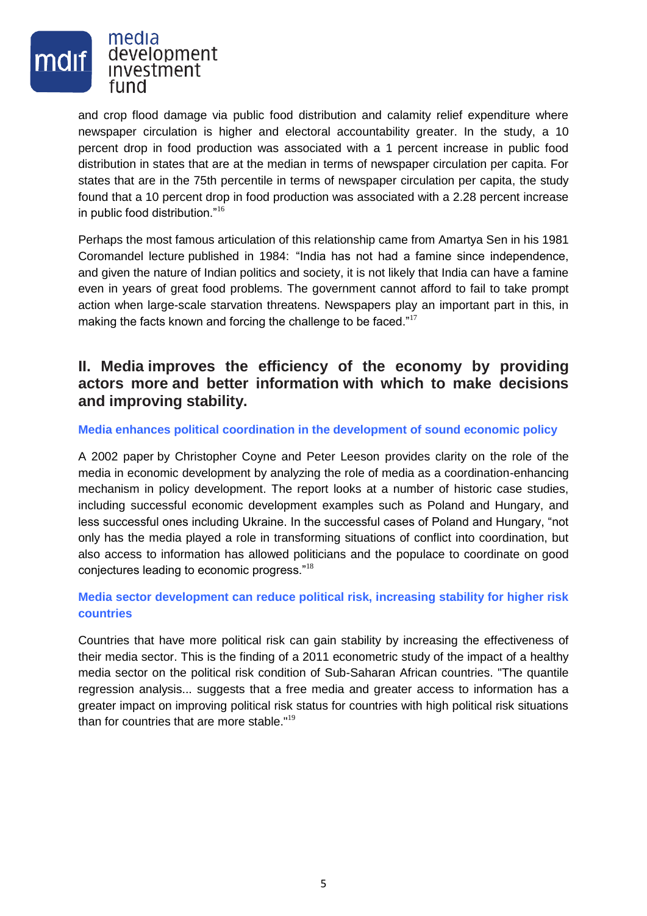and crop flood damage via public food distribution and calamity relief expenditure where newspaper circulation is higher and electoral accountability greater. In the study, a 10 percent drop in food production was associated with a 1 percent increase in public food distribution in states that are at the median in terms of newspaper circulation per capita. For states that are in the 75th percentile in terms of newspaper circulation per capita, the study found that a 10 percent drop in food production was associated with a 2.28 percent increase in public food distribution."[16]

Perhaps the most famous articulation of this relationship came from Amartya Sen in his 1981 Coromandel lecture published in 1984: "India has not had a famine since independence, and given the nature of Indian politics and society, it is not likely that India can have a famine even in years of great food problems. The government cannot afford to fail to take prompt action when large-scale starvation threatens. Newspapers play an important part in this, in making the facts known and forcing the challenge to be faced."[17]

## II. Media improves the efficiency of the economy by providing actors more and better information with which to make decisions and improving stability.

### Media enhances political coordination in the development of sound economic policy

A 2002 paper by Christopher Coyne and Peter Leeson provides clarity on the role of the media in economic development by analyzing the role of media as a coordination-enhancing mechanism in policy development. The report looks at a number of historic case studies, including successful economic development examples such as Poland and Hungary, and less successful ones including Ukraine. In the successful cases of Poland and Hungary, "not only has the media played a role in transforming situations of conflict into coordination, but also access to information has allowed politicians and the populace to coordinate on good conjectures leading to economic progress."[18]

### Media sector development can reduce political risk, increasing stability for higher risk countries

Countries that have more political risk can gain stability by increasing the effectiveness of their media sector. This is the finding of a 2011 econometric study of the impact of a healthy media sector on the political risk condition of Sub-Saharan African countries. "The quantile regression analysis... suggests that a free media and greater access to information has a greater impact on improving political risk status for countries with high political risk situations than for countries that are more stable."[19]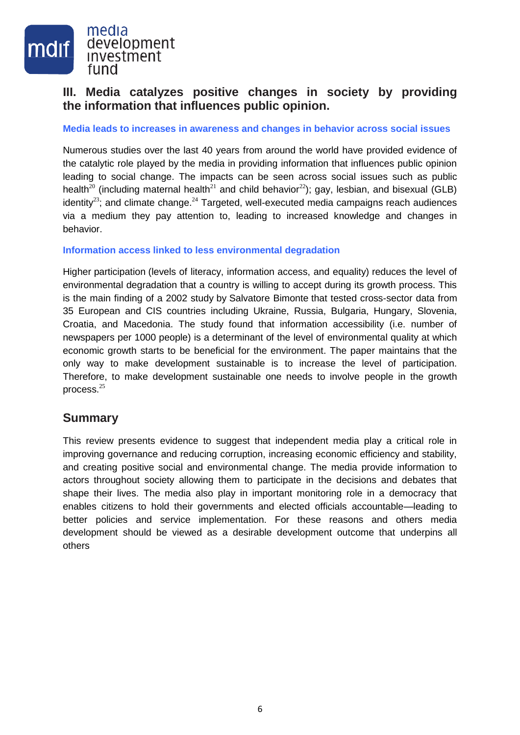## III. Media catalyzes positive changes in society by providing the information that influences public opinion.

### Media leads to increases in awareness and changes in behavior across social issues

Numerous studies over the last 40 years from around the world have provided evidence of the catalytic role played by the media in providing information that influences public opinion leading to social change. The impacts can be seen across social issues such as public health[20] (including maternal health[21] and child behavior[22]); gay, lesbian, and bisexual (GLB) identity[23]; and climate change.[24] Targeted, well-executed media campaigns reach audiences via a medium they pay attention to, leading to increased knowledge and changes in behavior.

### Information access linked to less environmental degradation

Higher participation (levels of literacy, information access, and equality) reduces the level of environmental degradation that a country is willing to accept during its growth process. This is the main finding of a 2002 study by Salvatore Bimonte that tested cross-sector data from 35 European and CIS countries including Ukraine, Russia, Bulgaria, Hungary, Slovenia, Croatia, and Macedonia. The study found that information accessibility (i.e. number of newspapers per 1000 people) is a determinant of the level of environmental quality at which economic growth starts to be beneficial for the environment. The paper maintains that the only way to make development sustainable is to increase the level of participation. Therefore, to make development sustainable one needs to involve people in the growth process.[25]

## Summary

This review presents evidence to suggest that independent media play a critical role in improving governance and reducing corruption, increasing economic efficiency and stability, and creating positive social and environmental change. The media provide information to actors throughout society allowing them to participate in the decisions and debates that shape their lives. The media also play in important monitoring role in a democracy that enables citizens to hold their governments and elected officials accountable—leading to better policies and service implementation. For these reasons and others media development should be viewed as a desirable development outcome that underpins all others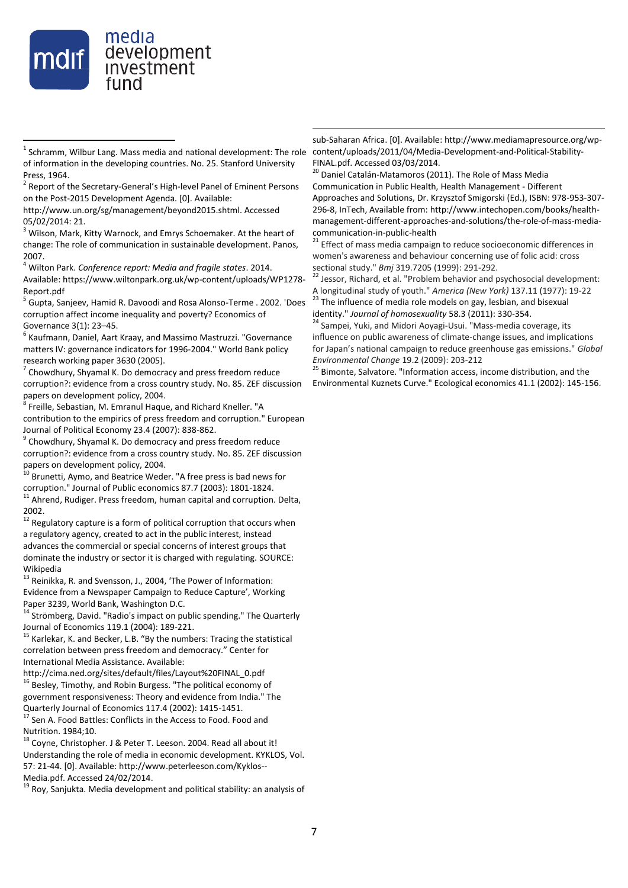[1] Schramm, Wilbur Lang. Mass media and national development: The role of information in the developing countries. No. 25. Stanford University Press, 1964.

[2] Report of the Secretary-General's High-level Panel of Eminent Persons on the Post-2015 Development Agenda. [0]. Available: http://www.un.org/sg/management/beyond2015.shtml. Accessed 05/02/2014: 21.

[3] Wilson, Mark, Kitty Warnock, and Emrys Schoemaker. At the heart of change: The role of communication in sustainable development. Panos, 2007.

[4] Wilton Park. *Conference report: Media and fragile states*. 2014. Available: https://www.wiltonpark.org.uk/wp-content/uploads/WP1278-Report.pdf

[5] Gupta, Sanjeev, Hamid R. Davoodi and Rosa Alonso-Terme . 2002. 'Does corruption affect income inequality and poverty? Economics of Governance 3(1): 23–45.

[6] Kaufmann, Daniel, Aart Kraay, and Massimo Mastruzzi. "Governance matters IV: governance indicators for 1996-2004." World Bank policy research working paper 3630 (2005).

[7] Chowdhury, Shyamal K. Do democracy and press freedom reduce corruption?: evidence from a cross country study. No. 85. ZEF discussion papers on development policy, 2004.

[8] Freille, Sebastian, M. Emranul Haque, and Richard Kneller. "A contribution to the empirics of press freedom and corruption." European Journal of Political Economy 23.4 (2007): 838-862.

[9] Chowdhury, Shyamal K. Do democracy and press freedom reduce corruption?: evidence from a cross country study. No. 85. ZEF discussion papers on development policy, 2004.

[10] Brunetti, Aymo, and Beatrice Weder. "A free press is bad news for corruption." Journal of Public economics 87.7 (2003): 1801-1824.

[11] Ahrend, Rudiger. Press freedom, human capital and corruption. Delta, 2002.

[12] Regulatory capture is a form of political corruption that occurs when a regulatory agency, created to act in the public interest, instead advances the commercial or special concerns of interest groups that dominate the industry or sector it is charged with regulating. SOURCE: Wikipedia

[13] Reinikka, R. and Svensson, J., 2004, 'The Power of Information: Evidence from a Newspaper Campaign to Reduce Capture', Working Paper 3239, World Bank, Washington D.C.

[14] Strömberg, David. "Radio's impact on public spending." The Quarterly Journal of Economics 119.1 (2004): 189-221.

[15] Karlekar, K. and Becker, L.B. "By the numbers: Tracing the statistical correlation between press freedom and democracy." Center for International Media Assistance. Available: http://cima.ned.org/sites/default/files/Layout%20FINAL_0.pdf

[16] Besley, Timothy, and Robin Burgess. "The political economy of government responsiveness: Theory and evidence from India." The Quarterly Journal of Economics 117.4 (2002): 1415-1451.

[17] Sen A. Food Battles: Conflicts in the Access to Food. Food and Nutrition. 1984;10.

[18] Coyne, Christopher. J & Peter T. Leeson. 2004. Read all about it! Understanding the role of media in economic development. KYKLOS, Vol. 57: 21-44. [0]. Available: http://www.peterleeson.com/Kyklos--Media.pdf. Accessed 24/02/2014.

[19] Roy, Sanjukta. Media development and political stability: an analysis of sub-Saharan Africa. [0]. Available: http://www.mediamapresource.org/wp-content/uploads/2011/04/Media-Development-and-Political-Stability-FINAL.pdf. Accessed 03/03/2014.

[20] Daniel Catalán-Matamoros (2011). The Role of Mass Media Communication in Public Health, Health Management - Different Approaches and Solutions, Dr. Krzysztof Smigorski (Ed.), ISBN: 978-953-307-296-8, InTech, Available from: http://www.intechopen.com/books/health-management-different-approaches-and-solutions/the-role-of-mass-media-communication-in-public-health

[21] Effect of mass media campaign to reduce socioeconomic differences in women's awareness and behaviour concerning use of folic acid: cross sectional study." *Bmj* 319.7205 (1999): 291-292.

[22] Jessor, Richard, et al. "Problem behavior and psychosocial development: A longitudinal study of youth." *America (New York)* 137.11 (1977): 19-22

[23] The influence of media role models on gay, lesbian, and bisexual identity." *Journal of homosexuality* 58.3 (2011): 330-354.

[24] Sampei, Yuki, and Midori Aoyagi-Usui. "Mass-media coverage, its influence on public awareness of climate-change issues, and implications for Japan's national campaign to reduce greenhouse gas emissions." *Global Environmental Change* 19.2 (2009): 203-212

[25] Bimonte, Salvatore. "Information access, income distribution, and the Environmental Kuznets Curve." Ecological economics 41.1 (2002): 145-156.